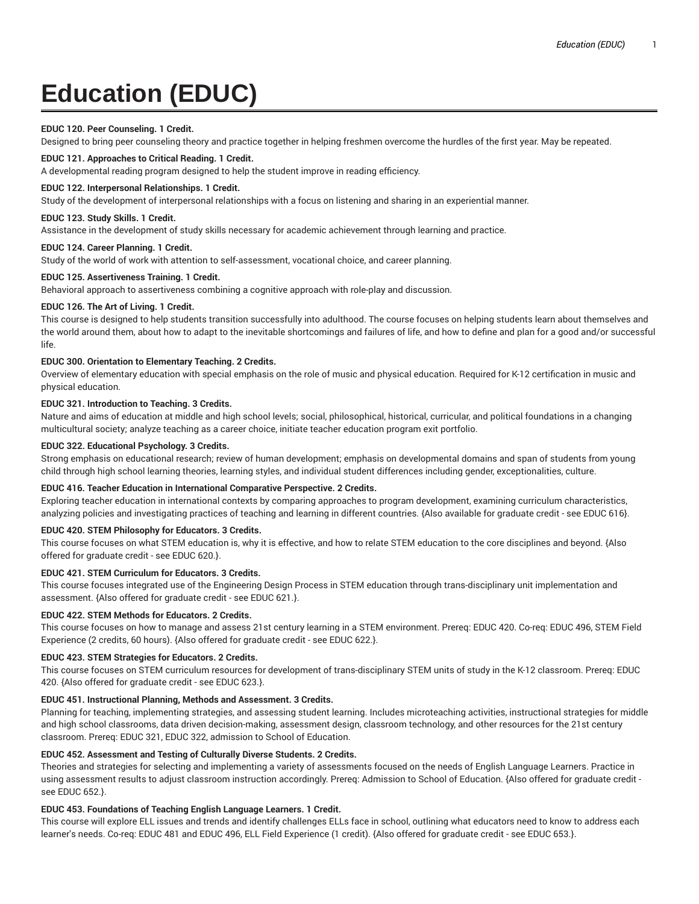# Education (EDUC)

**EDUC 120. Peer Counseling. 1 Credit.**
Designed to bring peer counseling theory and practice together in helping freshmen overcome the hurdles of the first year. May be repeated.

**EDUC 121. Approaches to Critical Reading. 1 Credit.**
A developmental reading program designed to help the student improve in reading efficiency.

**EDUC 122. Interpersonal Relationships. 1 Credit.**
Study of the development of interpersonal relationships with a focus on listening and sharing in an experiential manner.

**EDUC 123. Study Skills. 1 Credit.**
Assistance in the development of study skills necessary for academic achievement through learning and practice.

**EDUC 124. Career Planning. 1 Credit.**
Study of the world of work with attention to self-assessment, vocational choice, and career planning.

**EDUC 125. Assertiveness Training. 1 Credit.**
Behavioral approach to assertiveness combining a cognitive approach with role-play and discussion.

**EDUC 126. The Art of Living. 1 Credit.**
This course is designed to help students transition successfully into adulthood. The course focuses on helping students learn about themselves and the world around them, about how to adapt to the inevitable shortcomings and failures of life, and how to define and plan for a good and/or successful life.

**EDUC 300. Orientation to Elementary Teaching. 2 Credits.**
Overview of elementary education with special emphasis on the role of music and physical education. Required for K-12 certification in music and physical education.

**EDUC 321. Introduction to Teaching. 3 Credits.**
Nature and aims of education at middle and high school levels; social, philosophical, historical, curricular, and political foundations in a changing multicultural society; analyze teaching as a career choice, initiate teacher education program exit portfolio.

**EDUC 322. Educational Psychology. 3 Credits.**
Strong emphasis on educational research; review of human development; emphasis on developmental domains and span of students from young child through high school learning theories, learning styles, and individual student differences including gender, exceptionalities, culture.

**EDUC 416. Teacher Education in International Comparative Perspective. 2 Credits.**
Exploring teacher education in international contexts by comparing approaches to program development, examining curriculum characteristics, analyzing policies and investigating practices of teaching and learning in different countries. {Also available for graduate credit - see EDUC 616}.

**EDUC 420. STEM Philosophy for Educators. 3 Credits.**
This course focuses on what STEM education is, why it is effective, and how to relate STEM education to the core disciplines and beyond. {Also offered for graduate credit - see EDUC 620.}.

**EDUC 421. STEM Curriculum for Educators. 3 Credits.**
This course focuses integrated use of the Engineering Design Process in STEM education through trans-disciplinary unit implementation and assessment. {Also offered for graduate credit - see EDUC 621.}.

**EDUC 422. STEM Methods for Educators. 2 Credits.**
This course focuses on how to manage and assess 21st century learning in a STEM environment. Prereq: EDUC 420. Co-req: EDUC 496, STEM Field Experience (2 credits, 60 hours). {Also offered for graduate credit - see EDUC 622.}.

**EDUC 423. STEM Strategies for Educators. 2 Credits.**
This course focuses on STEM curriculum resources for development of trans-disciplinary STEM units of study in the K-12 classroom. Prereq: EDUC 420. {Also offered for graduate credit - see EDUC 623.}.

**EDUC 451. Instructional Planning, Methods and Assessment. 3 Credits.**
Planning for teaching, implementing strategies, and assessing student learning. Includes microteaching activities, instructional strategies for middle and high school classrooms, data driven decision-making, assessment design, classroom technology, and other resources for the 21st century classroom. Prereq: EDUC 321, EDUC 322, admission to School of Education.

**EDUC 452. Assessment and Testing of Culturally Diverse Students. 2 Credits.**
Theories and strategies for selecting and implementing a variety of assessments focused on the needs of English Language Learners. Practice in using assessment results to adjust classroom instruction accordingly. Prereq: Admission to School of Education. {Also offered for graduate credit - see EDUC 652.}.

**EDUC 453. Foundations of Teaching English Language Learners. 1 Credit.**
This course will explore ELL issues and trends and identify challenges ELLs face in school, outlining what educators need to know to address each learner's needs. Co-req: EDUC 481 and EDUC 496, ELL Field Experience (1 credit). {Also offered for graduate credit - see EDUC 653.}.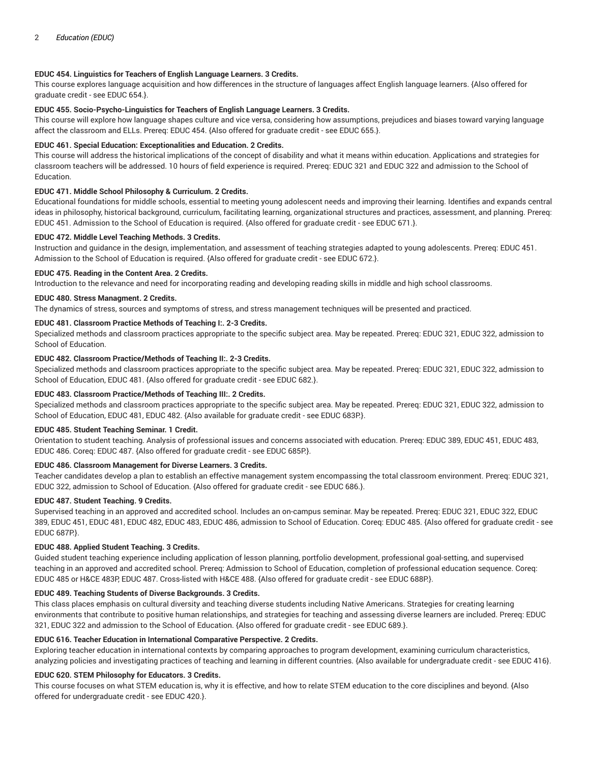**EDUC 454. Linguistics for Teachers of English Language Learners. 3 Credits.**

This course explores language acquisition and how differences in the structure of languages affect English language learners. {Also offered for graduate credit - see EDUC 654.}.

**EDUC 455. Socio-Psycho-Linguistics for Teachers of English Language Learners. 3 Credits.**

This course will explore how language shapes culture and vice versa, considering how assumptions, prejudices and biases toward varying language affect the classroom and ELLs. Prereq: EDUC 454. {Also offered for graduate credit - see EDUC 655.}.

**EDUC 461. Special Education: Exceptionalities and Education. 2 Credits.**

This course will address the historical implications of the concept of disability and what it means within education. Applications and strategies for classroom teachers will be addressed. 10 hours of field experience is required. Prereq: EDUC 321 and EDUC 322 and admission to the School of Education.

**EDUC 471. Middle School Philosophy & Curriculum. 2 Credits.**

Educational foundations for middle schools, essential to meeting young adolescent needs and improving their learning. Identifies and expands central ideas in philosophy, historical background, curriculum, facilitating learning, organizational structures and practices, assessment, and planning. Prereq: EDUC 451. Admission to the School of Education is required. {Also offered for graduate credit - see EDUC 671.}.

**EDUC 472. Middle Level Teaching Methods. 3 Credits.**

Instruction and guidance in the design, implementation, and assessment of teaching strategies adapted to young adolescents. Prereq: EDUC 451. Admission to the School of Education is required. {Also offered for graduate credit - see EDUC 672.}.

**EDUC 475. Reading in the Content Area. 2 Credits.**

Introduction to the relevance and need for incorporating reading and developing reading skills in middle and high school classrooms.

**EDUC 480. Stress Managment. 2 Credits.**

The dynamics of stress, sources and symptoms of stress, and stress management techniques will be presented and practiced.

**EDUC 481. Classroom Practice Methods of Teaching I:. 2-3 Credits.**

Specialized methods and classroom practices appropriate to the specific subject area. May be repeated. Prereq: EDUC 321, EDUC 322, admission to School of Education.

**EDUC 482. Classroom Practice/Methods of Teaching II:. 2-3 Credits.**

Specialized methods and classroom practices appropriate to the specific subject area. May be repeated. Prereq: EDUC 321, EDUC 322, admission to School of Education, EDUC 481. {Also offered for graduate credit - see EDUC 682.}.

**EDUC 483. Classroom Practice/Methods of Teaching III:. 2 Credits.**

Specialized methods and classroom practices appropriate to the specific subject area. May be repeated. Prereq: EDUC 321, EDUC 322, admission to School of Education, EDUC 481, EDUC 482. {Also available for graduate credit - see EDUC 683P.}.

**EDUC 485. Student Teaching Seminar. 1 Credit.**

Orientation to student teaching. Analysis of professional issues and concerns associated with education. Prereq: EDUC 389, EDUC 451, EDUC 483, EDUC 486. Coreq: EDUC 487. {Also offered for graduate credit - see EDUC 685P.}.

**EDUC 486. Classroom Management for Diverse Learners. 3 Credits.**

Teacher candidates develop a plan to establish an effective management system encompassing the total classroom environment. Prereq: EDUC 321, EDUC 322, admission to School of Education. {Also offered for graduate credit - see EDUC 686.}.

**EDUC 487. Student Teaching. 9 Credits.**

Supervised teaching in an approved and accredited school. Includes an on-campus seminar. May be repeated. Prereq: EDUC 321, EDUC 322, EDUC 389, EDUC 451, EDUC 481, EDUC 482, EDUC 483, EDUC 486, admission to School of Education. Coreq: EDUC 485. {Also offered for graduate credit - see EDUC 687P.}.

**EDUC 488. Applied Student Teaching. 3 Credits.**

Guided student teaching experience including application of lesson planning, portfolio development, professional goal-setting, and supervised teaching in an approved and accredited school. Prereq: Admission to School of Education, completion of professional education sequence. Coreq: EDUC 485 or H&CE 483P, EDUC 487. Cross-listed with H&CE 488. {Also offered for graduate credit - see EDUC 688P.}.

**EDUC 489. Teaching Students of Diverse Backgrounds. 3 Credits.**

This class places emphasis on cultural diversity and teaching diverse students including Native Americans. Strategies for creating learning environments that contribute to positive human relationships, and strategies for teaching and assessing diverse learners are included. Prereq: EDUC 321, EDUC 322 and admission to the School of Education. {Also offered for graduate credit - see EDUC 689.}.

**EDUC 616. Teacher Education in International Comparative Perspective. 2 Credits.**

Exploring teacher education in international contexts by comparing approaches to program development, examining curriculum characteristics, analyzing policies and investigating practices of teaching and learning in different countries. {Also available for undergraduate credit - see EDUC 416}.

**EDUC 620. STEM Philosophy for Educators. 3 Credits.**

This course focuses on what STEM education is, why it is effective, and how to relate STEM education to the core disciplines and beyond. {Also offered for undergraduate credit - see EDUC 420.}.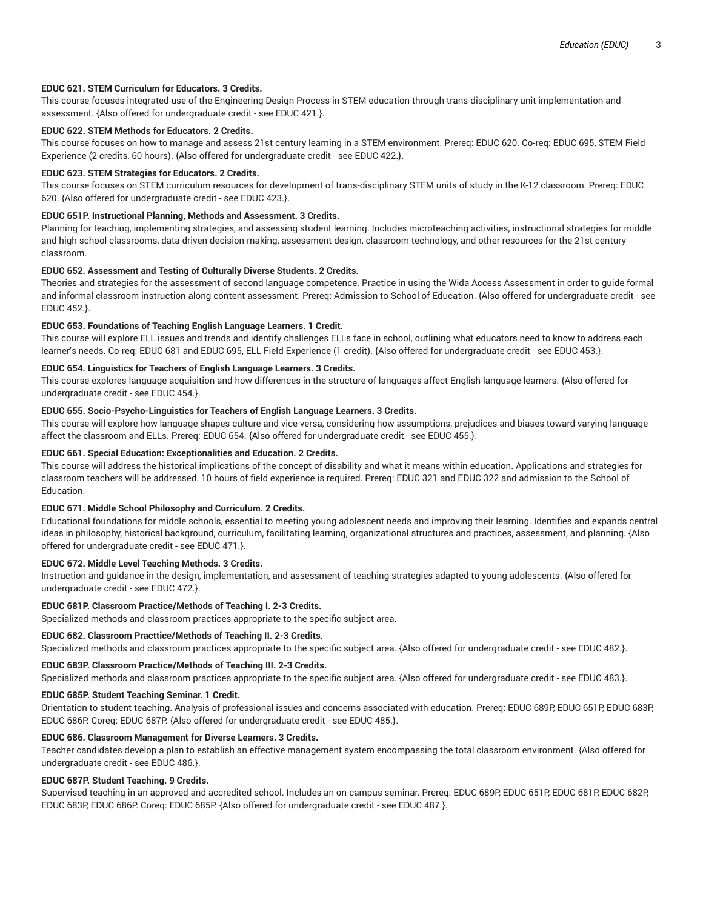**EDUC 621. STEM Curriculum for Educators. 3 Credits.**

This course focuses integrated use of the Engineering Design Process in STEM education through trans-disciplinary unit implementation and assessment. {Also offered for undergraduate credit - see EDUC 421.}.

**EDUC 622. STEM Methods for Educators. 2 Credits.**

This course focuses on how to manage and assess 21st century learning in a STEM environment. Prereq: EDUC 620. Co-req: EDUC 695, STEM Field Experience (2 credits, 60 hours). {Also offered for undergraduate credit - see EDUC 422.}.

**EDUC 623. STEM Strategies for Educators. 2 Credits.**

This course focuses on STEM curriculum resources for development of trans-disciplinary STEM units of study in the K-12 classroom. Prereq: EDUC 620. {Also offered for undergraduate credit - see EDUC 423.}.

**EDUC 651P. Instructional Planning, Methods and Assessment. 3 Credits.**

Planning for teaching, implementing strategies, and assessing student learning. Includes microteaching activities, instructional strategies for middle and high school classrooms, data driven decision-making, assessment design, classroom technology, and other resources for the 21st century classroom.

**EDUC 652. Assessment and Testing of Culturally Diverse Students. 2 Credits.**

Theories and strategies for the assessment of second language competence. Practice in using the Wida Access Assessment in order to guide formal and informal classroom instruction along content assessment. Prereq: Admission to School of Education. {Also offered for undergraduate credit - see EDUC 452.}.

**EDUC 653. Foundations of Teaching English Language Learners. 1 Credit.**

This course will explore ELL issues and trends and identify challenges ELLs face in school, outlining what educators need to know to address each learner's needs. Co-req: EDUC 681 and EDUC 695, ELL Field Experience (1 credit). {Also offered for undergraduate credit - see EDUC 453.}.

**EDUC 654. Linguistics for Teachers of English Language Learners. 3 Credits.**

This course explores language acquisition and how differences in the structure of languages affect English language learners. {Also offered for undergraduate credit - see EDUC 454.}.

**EDUC 655. Socio-Psycho-Linguistics for Teachers of English Language Learners. 3 Credits.**

This course will explore how language shapes culture and vice versa, considering how assumptions, prejudices and biases toward varying language affect the classroom and ELLs. Prereq: EDUC 654. {Also offered for undergraduate credit - see EDUC 455.}.

**EDUC 661. Special Education: Exceptionalities and Education. 2 Credits.**

This course will address the historical implications of the concept of disability and what it means within education. Applications and strategies for classroom teachers will be addressed. 10 hours of field experience is required. Prereq: EDUC 321 and EDUC 322 and admission to the School of Education.

**EDUC 671. Middle School Philosophy and Curriculum. 2 Credits.**

Educational foundations for middle schools, essential to meeting young adolescent needs and improving their learning. Identifies and expands central ideas in philosophy, historical background, curriculum, facilitating learning, organizational structures and practices, assessment, and planning. {Also offered for undergraduate credit - see EDUC 471.}.

**EDUC 672. Middle Level Teaching Methods. 3 Credits.**

Instruction and guidance in the design, implementation, and assessment of teaching strategies adapted to young adolescents. {Also offered for undergraduate credit - see EDUC 472.}.

**EDUC 681P. Classroom Practice/Methods of Teaching I. 2-3 Credits.**

Specialized methods and classroom practices appropriate to the specific subject area.

**EDUC 682. Classroom Practtice/Methods of Teaching II. 2-3 Credits.**

Specialized methods and classroom practices appropriate to the specific subject area. {Also offered for undergraduate credit - see EDUC 482.}.

**EDUC 683P. Classroom Practice/Methods of Teaching III. 2-3 Credits.**

Specialized methods and classroom practices appropriate to the specific subject area. {Also offered for undergraduate credit - see EDUC 483.}.

**EDUC 685P. Student Teaching Seminar. 1 Credit.**

Orientation to student teaching. Analysis of professional issues and concerns associated with education. Prereq: EDUC 689P, EDUC 651P, EDUC 683P, EDUC 686P. Coreq: EDUC 687P. {Also offered for undergraduate credit - see EDUC 485.}.

**EDUC 686. Classroom Management for Diverse Learners. 3 Credits.**

Teacher candidates develop a plan to establish an effective management system encompassing the total classroom environment. {Also offered for undergraduate credit - see EDUC 486.}.

**EDUC 687P. Student Teaching. 9 Credits.**

Supervised teaching in an approved and accredited school. Includes an on-campus seminar. Prereq: EDUC 689P, EDUC 651P, EDUC 681P, EDUC 682P, EDUC 683P, EDUC 686P. Coreq: EDUC 685P. {Also offered for undergraduate credit - see EDUC 487.}.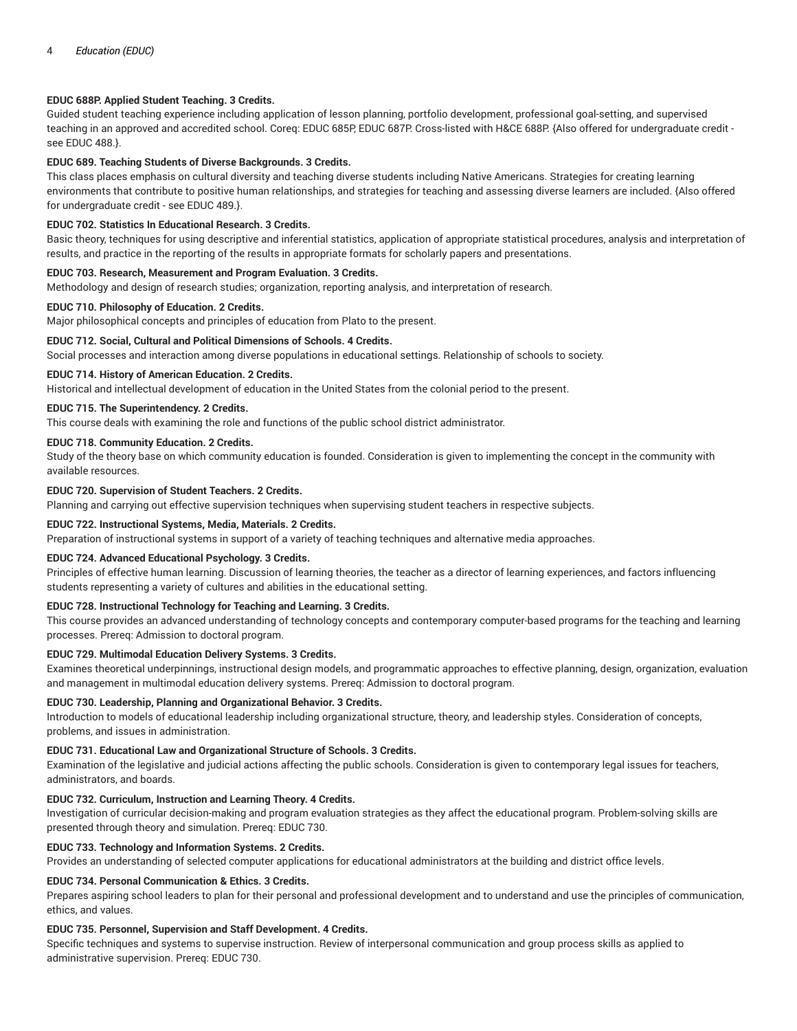**EDUC 688P. Applied Student Teaching. 3 Credits.**
Guided student teaching experience including application of lesson planning, portfolio development, professional goal-setting, and supervised teaching in an approved and accredited school. Coreq: EDUC 685P, EDUC 687P. Cross-listed with H&CE 688P. {Also offered for undergraduate credit - see EDUC 488.}.

**EDUC 689. Teaching Students of Diverse Backgrounds. 3 Credits.**
This class places emphasis on cultural diversity and teaching diverse students including Native Americans. Strategies for creating learning environments that contribute to positive human relationships, and strategies for teaching and assessing diverse learners are included. {Also offered for undergraduate credit - see EDUC 489.}.

**EDUC 702. Statistics In Educational Research. 3 Credits.**
Basic theory, techniques for using descriptive and inferential statistics, application of appropriate statistical procedures, analysis and interpretation of results, and practice in the reporting of the results in appropriate formats for scholarly papers and presentations.

**EDUC 703. Research, Measurement and Program Evaluation. 3 Credits.**
Methodology and design of research studies; organization, reporting analysis, and interpretation of research.

**EDUC 710. Philosophy of Education. 2 Credits.**
Major philosophical concepts and principles of education from Plato to the present.

**EDUC 712. Social, Cultural and Political Dimensions of Schools. 4 Credits.**
Social processes and interaction among diverse populations in educational settings. Relationship of schools to society.

**EDUC 714. History of American Education. 2 Credits.**
Historical and intellectual development of education in the United States from the colonial period to the present.

**EDUC 715. The Superintendency. 2 Credits.**
This course deals with examining the role and functions of the public school district administrator.

**EDUC 718. Community Education. 2 Credits.**
Study of the theory base on which community education is founded. Consideration is given to implementing the concept in the community with available resources.

**EDUC 720. Supervision of Student Teachers. 2 Credits.**
Planning and carrying out effective supervision techniques when supervising student teachers in respective subjects.

**EDUC 722. Instructional Systems, Media, Materials. 2 Credits.**
Preparation of instructional systems in support of a variety of teaching techniques and alternative media approaches.

**EDUC 724. Advanced Educational Psychology. 3 Credits.**
Principles of effective human learning. Discussion of learning theories, the teacher as a director of learning experiences, and factors influencing students representing a variety of cultures and abilities in the educational setting.

**EDUC 728. Instructional Technology for Teaching and Learning. 3 Credits.**
This course provides an advanced understanding of technology concepts and contemporary computer-based programs for the teaching and learning processes. Prereq: Admission to doctoral program.

**EDUC 729. Multimodal Education Delivery Systems. 3 Credits.**
Examines theoretical underpinnings, instructional design models, and programmatic approaches to effective planning, design, organization, evaluation and management in multimodal education delivery systems. Prereq: Admission to doctoral program.

**EDUC 730. Leadership, Planning and Organizational Behavior. 3 Credits.**
Introduction to models of educational leadership including organizational structure, theory, and leadership styles. Consideration of concepts, problems, and issues in administration.

**EDUC 731. Educational Law and Organizational Structure of Schools. 3 Credits.**
Examination of the legislative and judicial actions affecting the public schools. Consideration is given to contemporary legal issues for teachers, administrators, and boards.

**EDUC 732. Curriculum, Instruction and Learning Theory. 4 Credits.**
Investigation of curricular decision-making and program evaluation strategies as they affect the educational program. Problem-solving skills are presented through theory and simulation. Prereq: EDUC 730.

**EDUC 733. Technology and Information Systems. 2 Credits.**
Provides an understanding of selected computer applications for educational administrators at the building and district office levels.

**EDUC 734. Personal Communication & Ethics. 3 Credits.**
Prepares aspiring school leaders to plan for their personal and professional development and to understand and use the principles of communication, ethics, and values.

**EDUC 735. Personnel, Supervision and Staff Development. 4 Credits.**
Specific techniques and systems to supervise instruction. Review of interpersonal communication and group process skills as applied to administrative supervision. Prereq: EDUC 730.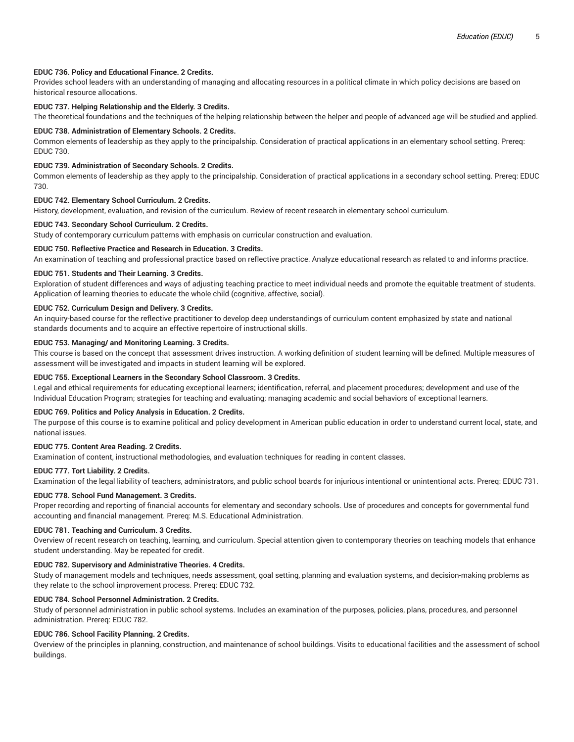**EDUC 736. Policy and Educational Finance. 2 Credits.**
Provides school leaders with an understanding of managing and allocating resources in a political climate in which policy decisions are based on historical resource allocations.

**EDUC 737. Helping Relationship and the Elderly. 3 Credits.**
The theoretical foundations and the techniques of the helping relationship between the helper and people of advanced age will be studied and applied.

**EDUC 738. Administration of Elementary Schools. 2 Credits.**
Common elements of leadership as they apply to the principalship. Consideration of practical applications in an elementary school setting. Prereq: EDUC 730.

**EDUC 739. Administration of Secondary Schools. 2 Credits.**
Common elements of leadership as they apply to the principalship. Consideration of practical applications in a secondary school setting. Prereq: EDUC 730.

**EDUC 742. Elementary School Curriculum. 2 Credits.**
History, development, evaluation, and revision of the curriculum. Review of recent research in elementary school curriculum.

**EDUC 743. Secondary School Curriculum. 2 Credits.**
Study of contemporary curriculum patterns with emphasis on curricular construction and evaluation.

**EDUC 750. Reflective Practice and Research in Education. 3 Credits.**
An examination of teaching and professional practice based on reflective practice. Analyze educational research as related to and informs practice.

**EDUC 751. Students and Their Learning. 3 Credits.**
Exploration of student differences and ways of adjusting teaching practice to meet individual needs and promote the equitable treatment of students. Application of learning theories to educate the whole child (cognitive, affective, social).

**EDUC 752. Curriculum Design and Delivery. 3 Credits.**
An inquiry-based course for the reflective practitioner to develop deep understandings of curriculum content emphasized by state and national standards documents and to acquire an effective repertoire of instructional skills.

**EDUC 753. Managing/ and Monitoring Learning. 3 Credits.**
This course is based on the concept that assessment drives instruction. A working definition of student learning will be defined. Multiple measures of assessment will be investigated and impacts in student learning will be explored.

**EDUC 755. Exceptional Learners in the Secondary School Classroom. 3 Credits.**
Legal and ethical requirements for educating exceptional learners; identification, referral, and placement procedures; development and use of the Individual Education Program; strategies for teaching and evaluating; managing academic and social behaviors of exceptional learners.

**EDUC 769. Politics and Policy Analysis in Education. 2 Credits.**
The purpose of this course is to examine political and policy development in American public education in order to understand current local, state, and national issues.

**EDUC 775. Content Area Reading. 2 Credits.**
Examination of content, instructional methodologies, and evaluation techniques for reading in content classes.

**EDUC 777. Tort Liability. 2 Credits.**
Examination of the legal liability of teachers, administrators, and public school boards for injurious intentional or unintentional acts. Prereq: EDUC 731.

**EDUC 778. School Fund Management. 3 Credits.**
Proper recording and reporting of financial accounts for elementary and secondary schools. Use of procedures and concepts for governmental fund accounting and financial management. Prereq: M.S. Educational Administration.

**EDUC 781. Teaching and Curriculum. 3 Credits.**
Overview of recent research on teaching, learning, and curriculum. Special attention given to contemporary theories on teaching models that enhance student understanding. May be repeated for credit.

**EDUC 782. Supervisory and Administrative Theories. 4 Credits.**
Study of management models and techniques, needs assessment, goal setting, planning and evaluation systems, and decision-making problems as they relate to the school improvement process. Prereq: EDUC 732.

**EDUC 784. School Personnel Administration. 2 Credits.**
Study of personnel administration in public school systems. Includes an examination of the purposes, policies, plans, procedures, and personnel administration. Prereq: EDUC 782.

**EDUC 786. School Facility Planning. 2 Credits.**
Overview of the principles in planning, construction, and maintenance of school buildings. Visits to educational facilities and the assessment of school buildings.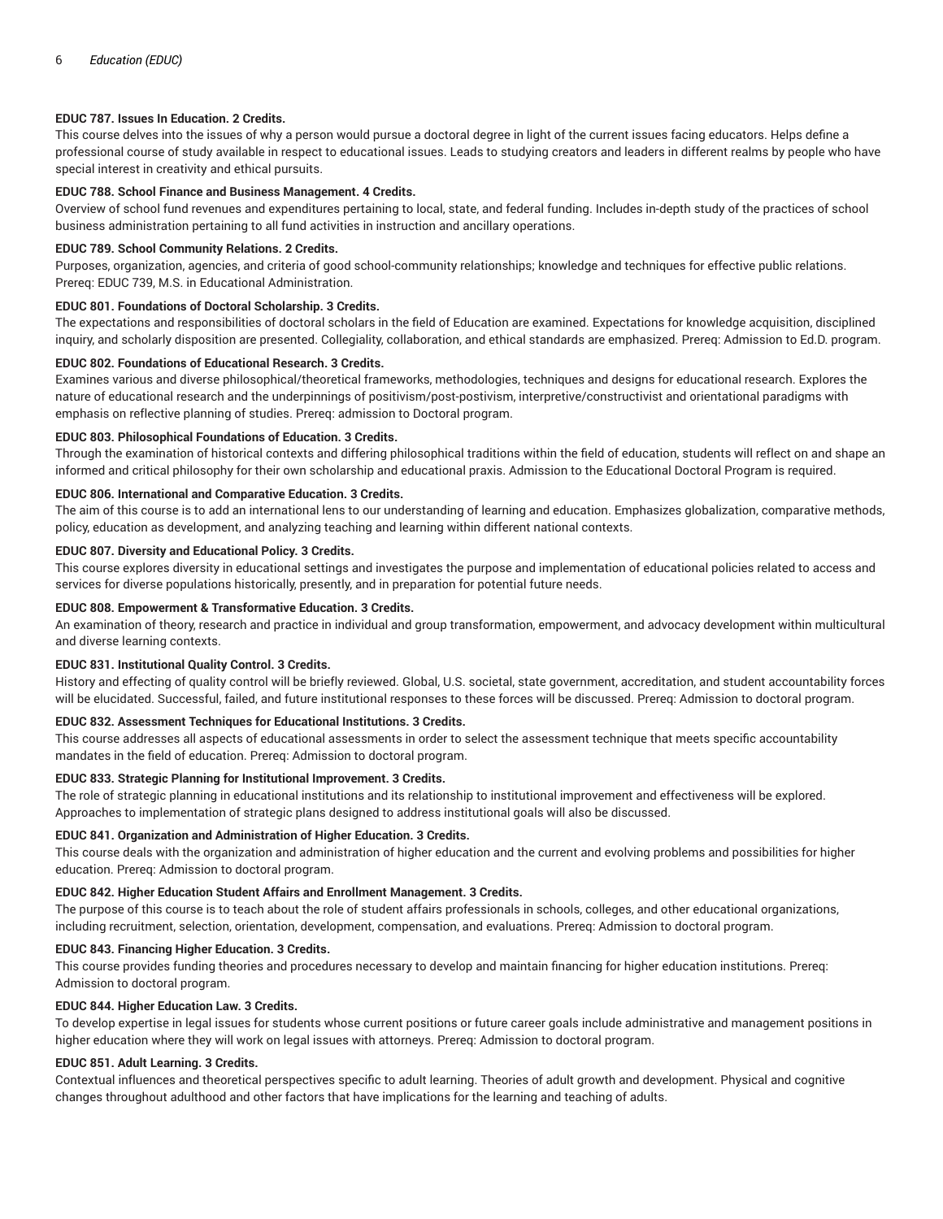**EDUC 787. Issues In Education. 2 Credits.**

This course delves into the issues of why a person would pursue a doctoral degree in light of the current issues facing educators. Helps define a professional course of study available in respect to educational issues. Leads to studying creators and leaders in different realms by people who have special interest in creativity and ethical pursuits.

**EDUC 788. School Finance and Business Management. 4 Credits.**

Overview of school fund revenues and expenditures pertaining to local, state, and federal funding. Includes in-depth study of the practices of school business administration pertaining to all fund activities in instruction and ancillary operations.

**EDUC 789. School Community Relations. 2 Credits.**

Purposes, organization, agencies, and criteria of good school-community relationships; knowledge and techniques for effective public relations. Prereq: EDUC 739, M.S. in Educational Administration.

**EDUC 801. Foundations of Doctoral Scholarship. 3 Credits.**

The expectations and responsibilities of doctoral scholars in the field of Education are examined. Expectations for knowledge acquisition, disciplined inquiry, and scholarly disposition are presented. Collegiality, collaboration, and ethical standards are emphasized. Prereq: Admission to Ed.D. program.

**EDUC 802. Foundations of Educational Research. 3 Credits.**

Examines various and diverse philosophical/theoretical frameworks, methodologies, techniques and designs for educational research. Explores the nature of educational research and the underpinnings of positivism/post-postivism, interpretive/constructivist and orientational paradigms with emphasis on reflective planning of studies. Prereq: admission to Doctoral program.

**EDUC 803. Philosophical Foundations of Education. 3 Credits.**

Through the examination of historical contexts and differing philosophical traditions within the field of education, students will reflect on and shape an informed and critical philosophy for their own scholarship and educational praxis. Admission to the Educational Doctoral Program is required.

**EDUC 806. International and Comparative Education. 3 Credits.**

The aim of this course is to add an international lens to our understanding of learning and education. Emphasizes globalization, comparative methods, policy, education as development, and analyzing teaching and learning within different national contexts.

**EDUC 807. Diversity and Educational Policy. 3 Credits.**

This course explores diversity in educational settings and investigates the purpose and implementation of educational policies related to access and services for diverse populations historically, presently, and in preparation for potential future needs.

**EDUC 808. Empowerment & Transformative Education. 3 Credits.**

An examination of theory, research and practice in individual and group transformation, empowerment, and advocacy development within multicultural and diverse learning contexts.

**EDUC 831. Institutional Quality Control. 3 Credits.**

History and effecting of quality control will be briefly reviewed. Global, U.S. societal, state government, accreditation, and student accountability forces will be elucidated. Successful, failed, and future institutional responses to these forces will be discussed. Prereq: Admission to doctoral program.

**EDUC 832. Assessment Techniques for Educational Institutions. 3 Credits.**

This course addresses all aspects of educational assessments in order to select the assessment technique that meets specific accountability mandates in the field of education. Prereq: Admission to doctoral program.

**EDUC 833. Strategic Planning for Institutional Improvement. 3 Credits.**

The role of strategic planning in educational institutions and its relationship to institutional improvement and effectiveness will be explored. Approaches to implementation of strategic plans designed to address institutional goals will also be discussed.

**EDUC 841. Organization and Administration of Higher Education. 3 Credits.**

This course deals with the organization and administration of higher education and the current and evolving problems and possibilities for higher education. Prereq: Admission to doctoral program.

**EDUC 842. Higher Education Student Affairs and Enrollment Management. 3 Credits.**

The purpose of this course is to teach about the role of student affairs professionals in schools, colleges, and other educational organizations, including recruitment, selection, orientation, development, compensation, and evaluations. Prereq: Admission to doctoral program.

**EDUC 843. Financing Higher Education. 3 Credits.**

This course provides funding theories and procedures necessary to develop and maintain financing for higher education institutions. Prereq: Admission to doctoral program.

**EDUC 844. Higher Education Law. 3 Credits.**

To develop expertise in legal issues for students whose current positions or future career goals include administrative and management positions in higher education where they will work on legal issues with attorneys. Prereq: Admission to doctoral program.

**EDUC 851. Adult Learning. 3 Credits.**

Contextual influences and theoretical perspectives specific to adult learning. Theories of adult growth and development. Physical and cognitive changes throughout adulthood and other factors that have implications for the learning and teaching of adults.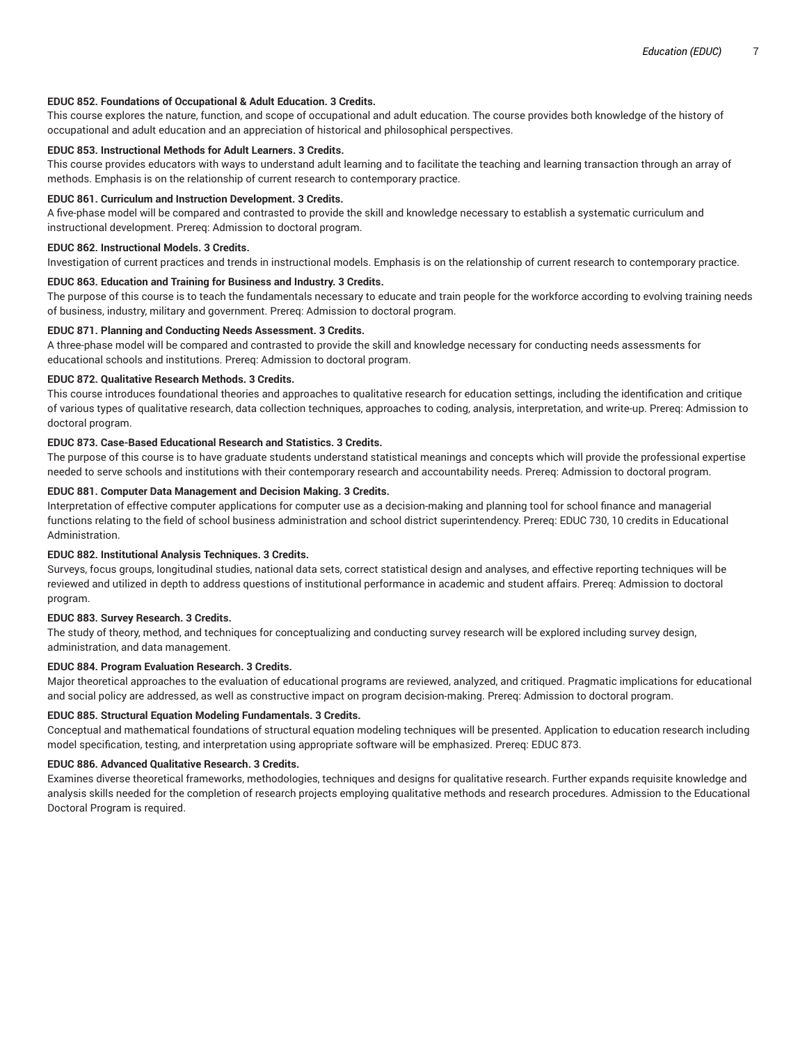**EDUC 852. Foundations of Occupational & Adult Education. 3 Credits.**

This course explores the nature, function, and scope of occupational and adult education. The course provides both knowledge of the history of occupational and adult education and an appreciation of historical and philosophical perspectives.

**EDUC 853. Instructional Methods for Adult Learners. 3 Credits.**

This course provides educators with ways to understand adult learning and to facilitate the teaching and learning transaction through an array of methods. Emphasis is on the relationship of current research to contemporary practice.

**EDUC 861. Curriculum and Instruction Development. 3 Credits.**

A five-phase model will be compared and contrasted to provide the skill and knowledge necessary to establish a systematic curriculum and instructional development. Prereq: Admission to doctoral program.

**EDUC 862. Instructional Models. 3 Credits.**

Investigation of current practices and trends in instructional models. Emphasis is on the relationship of current research to contemporary practice.

**EDUC 863. Education and Training for Business and Industry. 3 Credits.**

The purpose of this course is to teach the fundamentals necessary to educate and train people for the workforce according to evolving training needs of business, industry, military and government. Prereq: Admission to doctoral program.

**EDUC 871. Planning and Conducting Needs Assessment. 3 Credits.**

A three-phase model will be compared and contrasted to provide the skill and knowledge necessary for conducting needs assessments for educational schools and institutions. Prereq: Admission to doctoral program.

**EDUC 872. Qualitative Research Methods. 3 Credits.**

This course introduces foundational theories and approaches to qualitative research for education settings, including the identification and critique of various types of qualitative research, data collection techniques, approaches to coding, analysis, interpretation, and write-up. Prereq: Admission to doctoral program.

**EDUC 873. Case-Based Educational Research and Statistics. 3 Credits.**

The purpose of this course is to have graduate students understand statistical meanings and concepts which will provide the professional expertise needed to serve schools and institutions with their contemporary research and accountability needs. Prereq: Admission to doctoral program.

**EDUC 881. Computer Data Management and Decision Making. 3 Credits.**

Interpretation of effective computer applications for computer use as a decision-making and planning tool for school finance and managerial functions relating to the field of school business administration and school district superintendency. Prereq: EDUC 730, 10 credits in Educational Administration.

**EDUC 882. Institutional Analysis Techniques. 3 Credits.**

Surveys, focus groups, longitudinal studies, national data sets, correct statistical design and analyses, and effective reporting techniques will be reviewed and utilized in depth to address questions of institutional performance in academic and student affairs. Prereq: Admission to doctoral program.

**EDUC 883. Survey Research. 3 Credits.**

The study of theory, method, and techniques for conceptualizing and conducting survey research will be explored including survey design, administration, and data management.

**EDUC 884. Program Evaluation Research. 3 Credits.**

Major theoretical approaches to the evaluation of educational programs are reviewed, analyzed, and critiqued. Pragmatic implications for educational and social policy are addressed, as well as constructive impact on program decision-making. Prereq: Admission to doctoral program.

**EDUC 885. Structural Equation Modeling Fundamentals. 3 Credits.**

Conceptual and mathematical foundations of structural equation modeling techniques will be presented. Application to education research including model specification, testing, and interpretation using appropriate software will be emphasized. Prereq: EDUC 873.

**EDUC 886. Advanced Qualitative Research. 3 Credits.**

Examines diverse theoretical frameworks, methodologies, techniques and designs for qualitative research. Further expands requisite knowledge and analysis skills needed for the completion of research projects employing qualitative methods and research procedures. Admission to the Educational Doctoral Program is required.